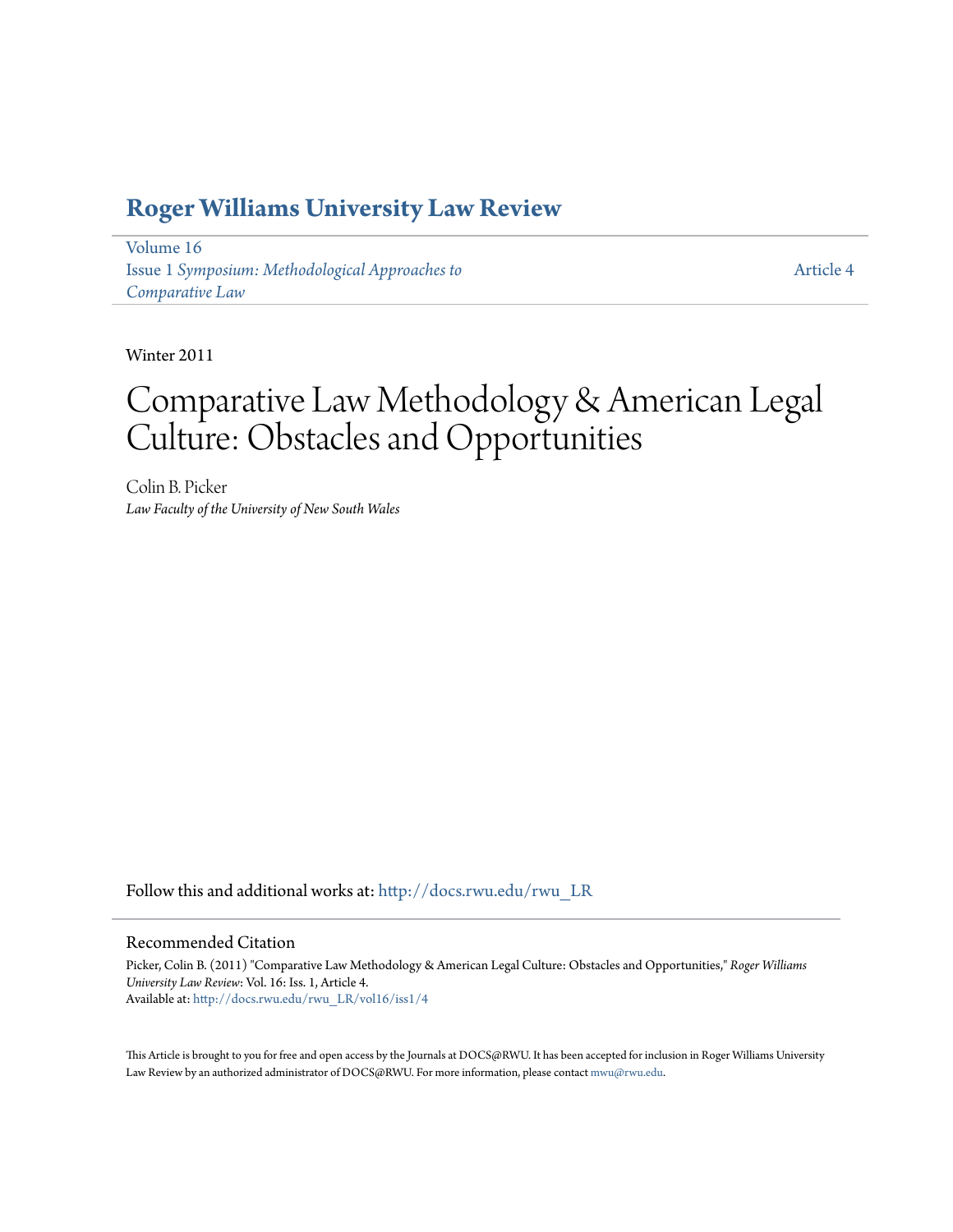# Roger Williams University Law Review

Volume 16
Issue 1 *Symposium: Methodological Approaches to Comparative Law*

Article 4

Winter 2011

# Comparative Law Methodology & American Legal Culture: Obstacles and Opportunities

Colin B. Picker
*Law Faculty of the University of New South Wales*

Follow this and additional works at: http://docs.rwu.edu/rwu_LR

## Recommended Citation

Picker, Colin B. (2011) "Comparative Law Methodology & American Legal Culture: Obstacles and Opportunities," *Roger Williams University Law Review*: Vol. 16: Iss. 1, Article 4.
Available at: http://docs.rwu.edu/rwu_LR/vol16/iss1/4

This Article is brought to you for free and open access by the Journals at DOCS@RWU. It has been accepted for inclusion in Roger Williams University Law Review by an authorized administrator of DOCS@RWU. For more information, please contact mwu@rwu.edu.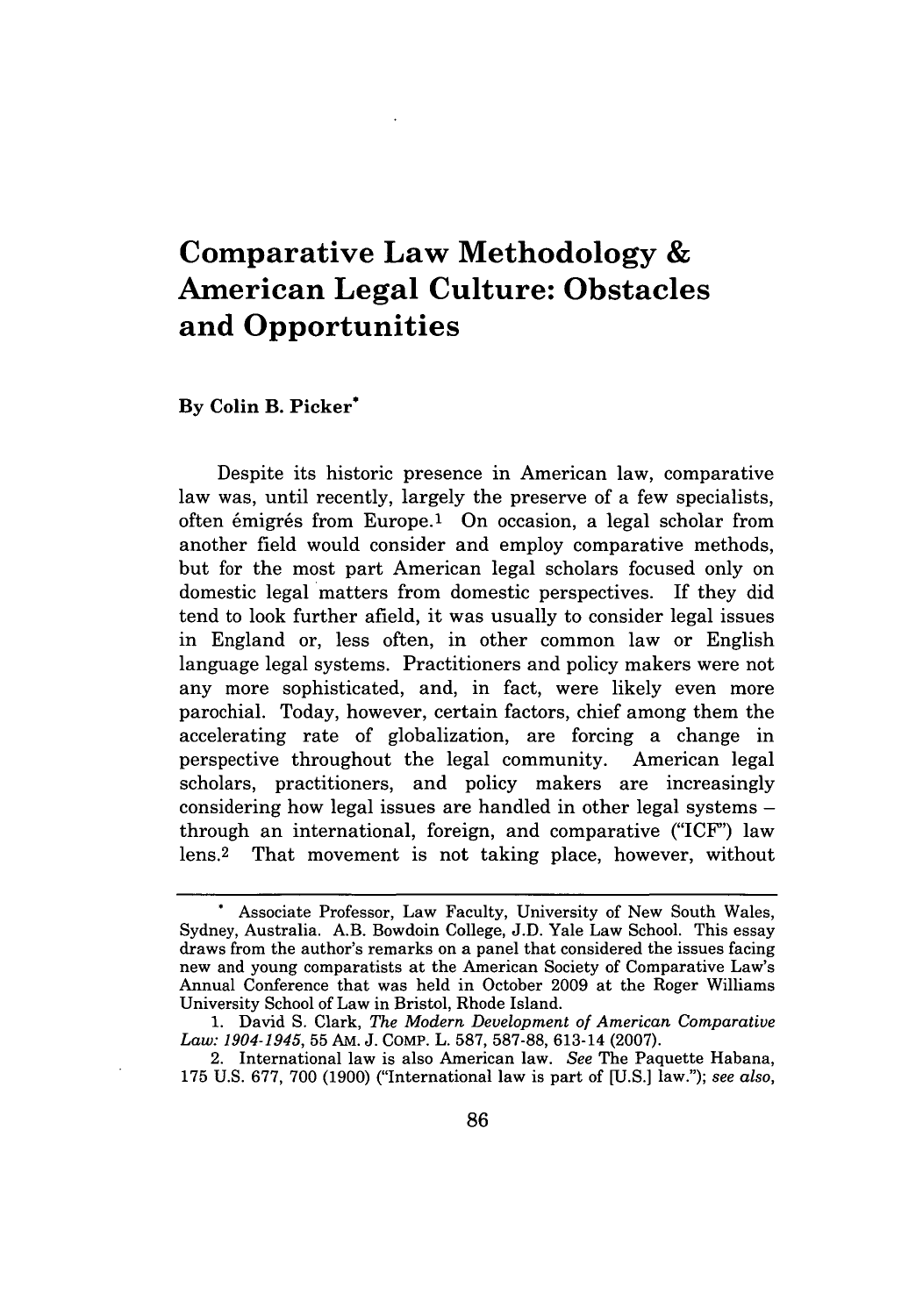# Comparative Law Methodology & American Legal Culture: Obstacles and Opportunities

**By Colin B. Picker***

Despite its historic presence in American law, comparative law was, until recently, largely the preserve of a few specialists, often émigrés from Europe.[1] On occasion, a legal scholar from another field would consider and employ comparative methods, but for the most part American legal scholars focused only on domestic legal matters from domestic perspectives. If they did tend to look further afield, it was usually to consider legal issues in England or, less often, in other common law or English language legal systems. Practitioners and policy makers were not any more sophisticated, and, in fact, were likely even more parochial. Today, however, certain factors, chief among them the accelerating rate of globalization, are forcing a change in perspective throughout the legal community. American legal scholars, practitioners, and policy makers are increasingly considering how legal issues are handled in other legal systems – through an international, foreign, and comparative ("ICF") law lens.[2] That movement is not taking place, however, without

---

\* Associate Professor, Law Faculty, University of New South Wales, Sydney, Australia. A.B. Bowdoin College, J.D. Yale Law School. This essay draws from the author's remarks on a panel that considered the issues facing new and young comparatists at the American Society of Comparative Law's Annual Conference that was held in October 2009 at the Roger Williams University School of Law in Bristol, Rhode Island.

1. David S. Clark, *The Modern Development of American Comparative Law: 1904-1945*, 55 AM. J. COMP. L. 587, 587-88, 613-14 (2007).

2. International law is also American law. *See* The Paquette Habana, 175 U.S. 677, 700 (1900) ("International law is part of [U.S.] law."); *see also*,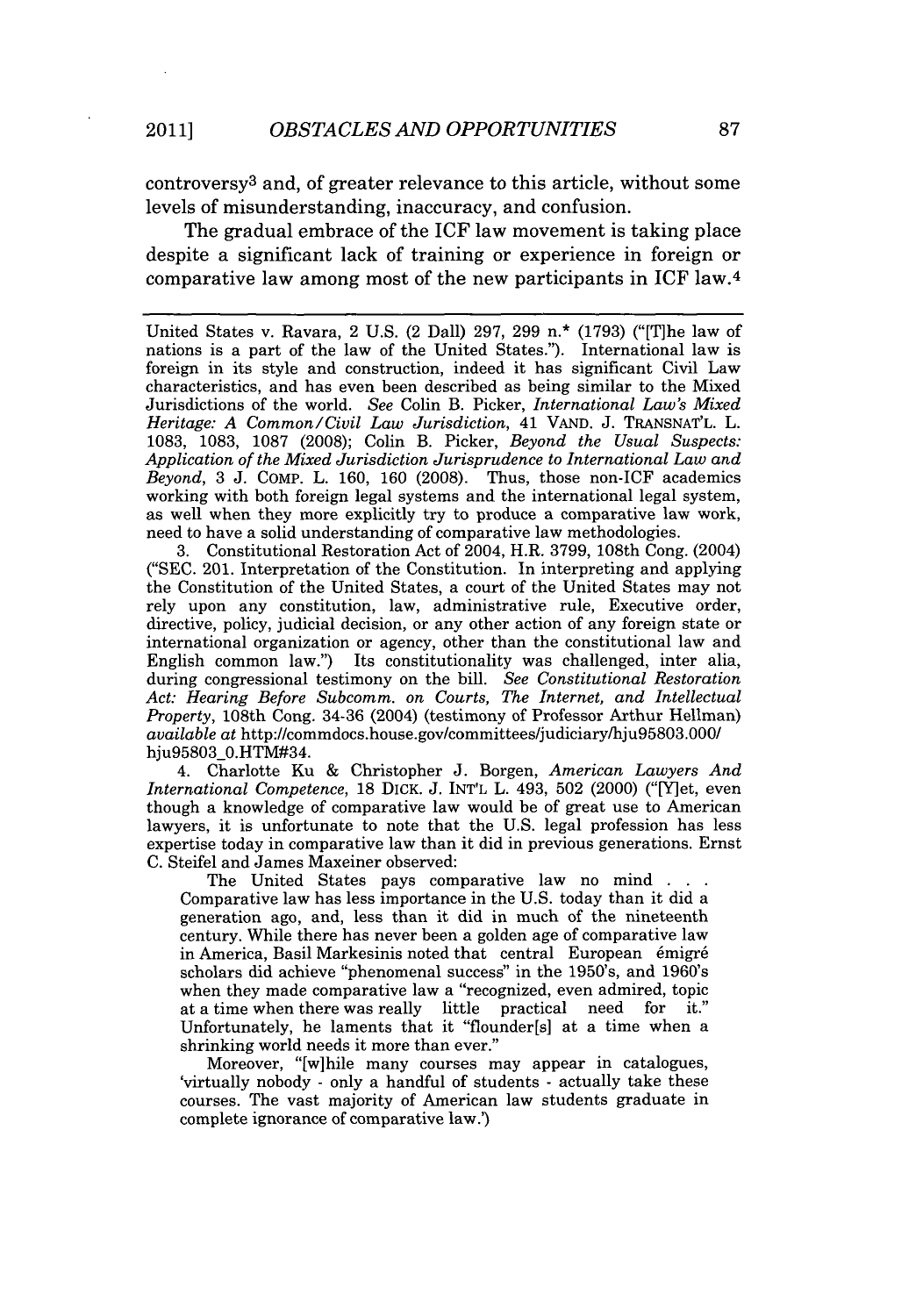controversy[3] and, of greater relevance to this article, without some levels of misunderstanding, inaccuracy, and confusion.

The gradual embrace of the ICF law movement is taking place despite a significant lack of training or experience in foreign or comparative law among most of the new participants in ICF law.[4]

---

United States v. Ravara, 2 U.S. (2 Dall) 297, 299 n.* (1793) ("[T]he law of nations is a part of the law of the United States."). International law is foreign in its style and construction, indeed it has significant Civil Law characteristics, and has even been described as being similar to the Mixed Jurisdictions of the world. *See* Colin B. Picker, *International Law's Mixed Heritage: A Common/Civil Law Jurisdiction*, 41 VAND. J. TRANSNAT'L. L. 1083, 1083, 1087 (2008); Colin B. Picker, *Beyond the Usual Suspects: Application of the Mixed Jurisdiction Jurisprudence to International Law and Beyond*, 3 J. COMP. L. 160, 160 (2008). Thus, those non-ICF academics working with both foreign legal systems and the international legal system, as well when they more explicitly try to produce a comparative law work, need to have a solid understanding of comparative law methodologies.

3. Constitutional Restoration Act of 2004, H.R. 3799, 108th Cong. (2004) ("SEC. 201. Interpretation of the Constitution. In interpreting and applying the Constitution of the United States, a court of the United States may not rely upon any constitution, law, administrative rule, Executive order, directive, policy, judicial decision, or any other action of any foreign state or international organization or agency, other than the constitutional law and English common law.") Its constitutionality was challenged, inter alia, during congressional testimony on the bill. *See Constitutional Restoration Act: Hearing Before Subcomm. on Courts, The Internet, and Intellectual Property*, 108th Cong. 34-36 (2004) (testimony of Professor Arthur Hellman) *available at* http://commdocs.house.gov/committees/judiciary/hju95803.000/hju95803_0.HTM#34.

4. Charlotte Ku & Christopher J. Borgen, *American Lawyers And International Competence*, 18 DICK. J. INT'L L. 493, 502 (2000) ("[Y]et, even though a knowledge of comparative law would be of great use to American lawyers, it is unfortunate to note that the U.S. legal profession has less expertise today in comparative law than it did in previous generations. Ernst C. Steifel and James Maxeiner observed:

> The United States pays comparative law no mind . . . Comparative law has less importance in the U.S. today than it did a generation ago, and, less than it did in much of the nineteenth century. While there has never been a golden age of comparative law in America, Basil Markesinis noted that central European émigré scholars did achieve "phenomenal success" in the 1950's, and 1960's when they made comparative law a "recognized, even admired, topic at a time when there was really little practical need for it." Unfortunately, he laments that it "flounder[s] at a time when a shrinking world needs it more than ever."
>
> Moreover, "[w]hile many courses may appear in catalogues, 'virtually nobody - only a handful of students - actually take these courses. The vast majority of American law students graduate in complete ignorance of comparative law.')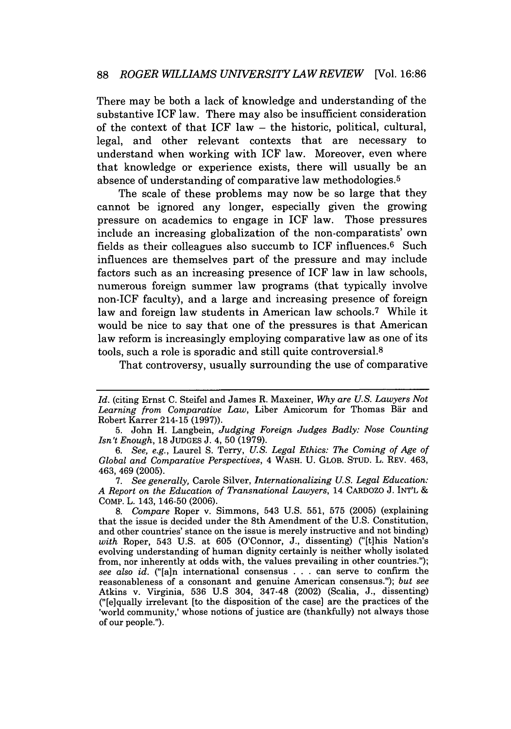There may be both a lack of knowledge and understanding of the substantive ICF law. There may also be insufficient consideration of the context of that ICF law – the historic, political, cultural, legal, and other relevant contexts that are necessary to understand when working with ICF law. Moreover, even where that knowledge or experience exists, there will usually be an absence of understanding of comparative law methodologies.[5]

The scale of these problems may now be so large that they cannot be ignored any longer, especially given the growing pressure on academics to engage in ICF law. Those pressures include an increasing globalization of the non-comparatists' own fields as their colleagues also succumb to ICF influences.[6] Such influences are themselves part of the pressure and may include factors such as an increasing presence of ICF law in law schools, numerous foreign summer law programs (that typically involve non-ICF faculty), and a large and increasing presence of foreign law and foreign law students in American law schools.[7] While it would be nice to say that one of the pressures is that American law reform is increasingly employing comparative law as one of its tools, such a role is sporadic and still quite controversial.[8]

That controversy, usually surrounding the use of comparative

---

*Id.* (citing Ernst C. Steifel and James R. Maxeiner, *Why are U.S. Lawyers Not Learning from Comparative Law*, Liber Amicorum for Thomas Bär and Robert Karrer 214-15 (1997)).

5. John H. Langbein, *Judging Foreign Judges Badly: Nose Counting Isn't Enough*, 18 JUDGES J. 4, 50 (1979).

6. *See, e.g.*, Laurel S. Terry, *U.S. Legal Ethics: The Coming of Age of Global and Comparative Perspectives*, 4 WASH. U. GLOB. STUD. L. REV. 463, 463, 469 (2005).

7. *See generally*, Carole Silver, *Internationalizing U.S. Legal Education: A Report on the Education of Transnational Lawyers*, 14 CARDOZO J. INT'L & COMP. L. 143, 146-50 (2006).

8. *Compare* Roper v. Simmons, 543 U.S. 551, 575 (2005) (explaining that the issue is decided under the 8th Amendment of the U.S. Constitution, and other countries' stance on the issue is merely instructive and not binding) *with* Roper, 543 U.S. at 605 (O'Connor, J., dissenting) ("[t]his Nation's evolving understanding of human dignity certainly is neither wholly isolated from, nor inherently at odds with, the values prevailing in other countries."); *see also id.* ("[a]n international consensus . . . can serve to confirm the reasonableness of a consonant and genuine American consensus."); *but see* Atkins v. Virginia, 536 U.S 304, 347-48 (2002) (Scalia, J., dissenting) ("[e]qually irrelevant [to the disposition of the case] are the practices of the 'world community,' whose notions of justice are (thankfully) not always those of our people.").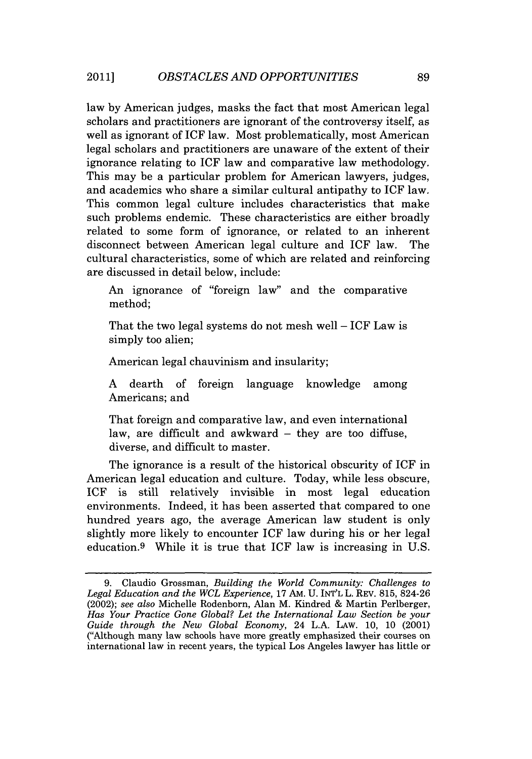law by American judges, masks the fact that most American legal scholars and practitioners are ignorant of the controversy itself, as well as ignorant of ICF law. Most problematically, most American legal scholars and practitioners are unaware of the extent of their ignorance relating to ICF law and comparative law methodology. This may be a particular problem for American lawyers, judges, and academics who share a similar cultural antipathy to ICF law. This common legal culture includes characteristics that make such problems endemic. These characteristics are either broadly related to some form of ignorance, or related to an inherent disconnect between American legal culture and ICF law. The cultural characteristics, some of which are related and reinforcing are discussed in detail below, include:

> An ignorance of "foreign law" and the comparative method;
>
> That the two legal systems do not mesh well – ICF Law is simply too alien;
>
> American legal chauvinism and insularity;
>
> A dearth of foreign language knowledge among Americans; and
>
> That foreign and comparative law, and even international law, are difficult and awkward – they are too diffuse, diverse, and difficult to master.

The ignorance is a result of the historical obscurity of ICF in American legal education and culture. Today, while less obscure, ICF is still relatively invisible in most legal education environments. Indeed, it has been asserted that compared to one hundred years ago, the average American law student is only slightly more likely to encounter ICF law during his or her legal education.[9] While it is true that ICF law is increasing in U.S.

---

9. Claudio Grossman, *Building the World Community: Challenges to Legal Education and the WCL Experience*, 17 AM. U. INT'L L. REV. 815, 824-26 (2002); *see also* Michelle Rodenborn, Alan M. Kindred & Martin Perlberger, *Has Your Practice Gone Global? Let the International Law Section be your Guide through the New Global Economy*, 24 L.A. LAW. 10, 10 (2001) ("Although many law schools have more greatly emphasized their courses on international law in recent years, the typical Los Angeles lawyer has little or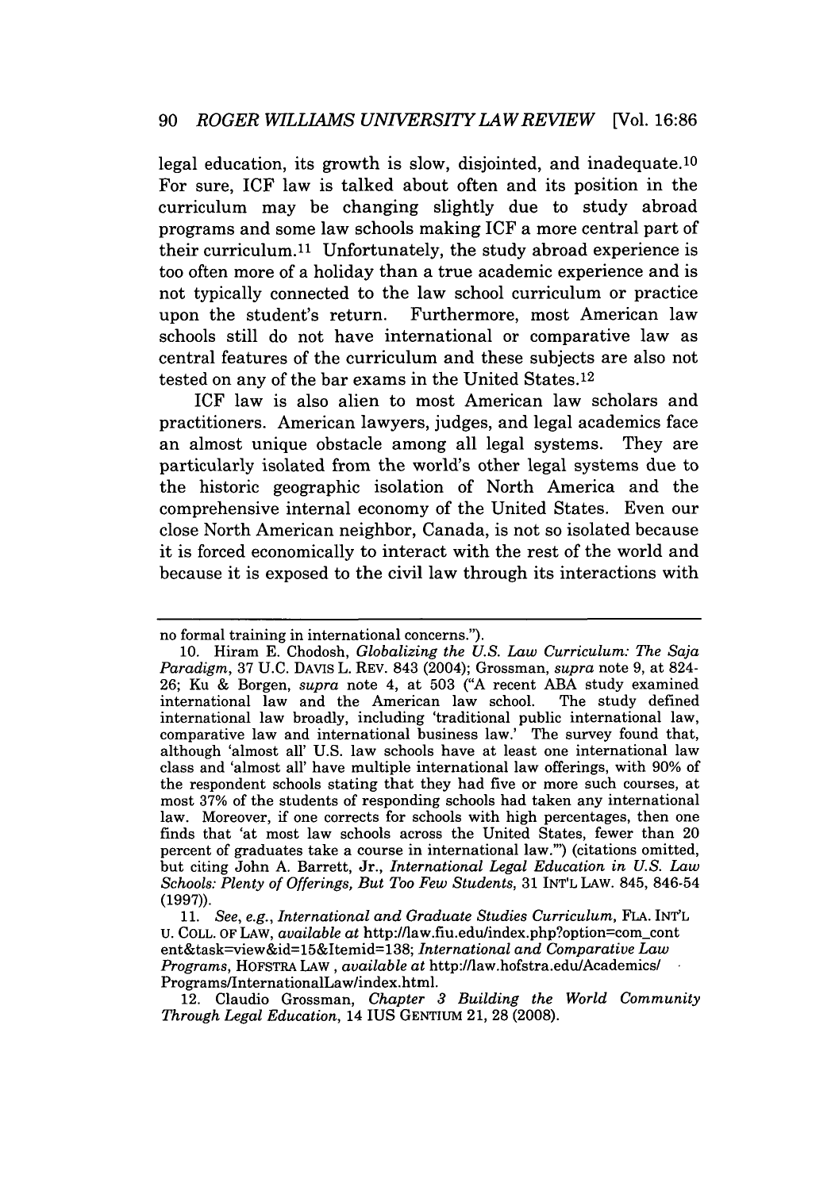legal education, its growth is slow, disjointed, and inadequate.[10] For sure, ICF law is talked about often and its position in the curriculum may be changing slightly due to study abroad programs and some law schools making ICF a more central part of their curriculum.[11] Unfortunately, the study abroad experience is too often more of a holiday than a true academic experience and is not typically connected to the law school curriculum or practice upon the student's return. Furthermore, most American law schools still do not have international or comparative law as central features of the curriculum and these subjects are also not tested on any of the bar exams in the United States.[12]

ICF law is also alien to most American law scholars and practitioners. American lawyers, judges, and legal academics face an almost unique obstacle among all legal systems. They are particularly isolated from the world's other legal systems due to the historic geographic isolation of North America and the comprehensive internal economy of the United States. Even our close North American neighbor, Canada, is not so isolated because it is forced economically to interact with the rest of the world and because it is exposed to the civil law through its interactions with

---

no formal training in international concerns.").

10. Hiram E. Chodosh, *Globalizing the U.S. Law Curriculum: The Saja Paradigm*, 37 U.C. DAVIS L. REV. 843 (2004); Grossman, *supra* note 9, at 824-26; Ku & Borgen, *supra* note 4, at 503 ("A recent ABA study examined international law and the American law school. The study defined international law broadly, including 'traditional public international law, comparative law and international business law.' The survey found that, although 'almost all' U.S. law schools have at least one international law class and 'almost all' have multiple international law offerings, with 90% of the respondent schools stating that they had five or more such courses, at most 37% of the students of responding schools had taken any international law. Moreover, if one corrects for schools with high percentages, then one finds that 'at most law schools across the United States, fewer than 20 percent of graduates take a course in international law.'") (citations omitted, but citing John A. Barrett, Jr., *International Legal Education in U.S. Law Schools: Plenty of Offerings, But Too Few Students*, 31 INT'L LAW. 845, 846-54 (1997)).

11. *See, e.g.*, *International and Graduate Studies Curriculum*, FLA. INT'L U. COLL. OF LAW, *available at* http://law.fiu.edu/index.php?option=com_content&task=view&id=15&Itemid=138; *International and Comparative Law Programs*, HOFSTRA LAW, *available at* http://law.hofstra.edu/Academics/Programs/InternationalLaw/index.html.

12. Claudio Grossman, *Chapter 3 Building the World Community Through Legal Education*, 14 IUS GENTIUM 21, 28 (2008).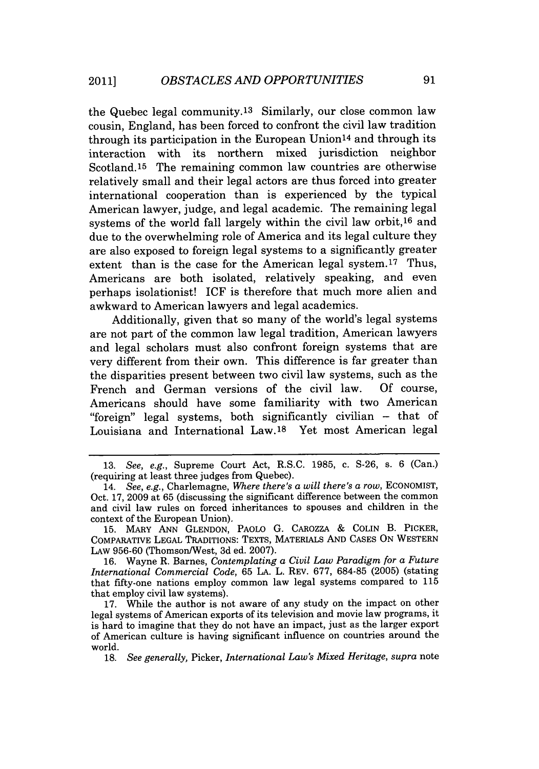the Quebec legal community.[13] Similarly, our close common law cousin, England, has been forced to confront the civil law tradition through its participation in the European Union[14] and through its interaction with its northern mixed jurisdiction neighbor Scotland.[15] The remaining common law countries are otherwise relatively small and their legal actors are thus forced into greater international cooperation than is experienced by the typical American lawyer, judge, and legal academic. The remaining legal systems of the world fall largely within the civil law orbit,[16] and due to the overwhelming role of America and its legal culture they are also exposed to foreign legal systems to a significantly greater extent than is the case for the American legal system.[17] Thus, Americans are both isolated, relatively speaking, and even perhaps isolationist! ICF is therefore that much more alien and awkward to American lawyers and legal academics.

Additionally, given that so many of the world's legal systems are not part of the common law legal tradition, American lawyers and legal scholars must also confront foreign systems that are very different from their own. This difference is far greater than the disparities present between two civil law systems, such as the French and German versions of the civil law. Of course, Americans should have some familiarity with two American "foreign" legal systems, both significantly civilian – that of Louisiana and International Law.[18] Yet most American legal

---

13. *See, e.g.*, Supreme Court Act, R.S.C. 1985, c. S-26, s. 6 (Can.) (requiring at least three judges from Quebec).

14. *See, e.g.*, Charlemagne, *Where there's a will there's a row*, ECONOMIST, Oct. 17, 2009 at 65 (discussing the significant difference between the common and civil law rules on forced inheritances to spouses and children in the context of the European Union).

15. MARY ANN GLENDON, PAOLO G. CAROZZA & COLIN B. PICKER, COMPARATIVE LEGAL TRADITIONS: TEXTS, MATERIALS AND CASES ON WESTERN LAW 956-60 (Thomson/West, 3d ed. 2007).

16. Wayne R. Barnes, *Contemplating a Civil Law Paradigm for a Future International Commercial Code*, 65 LA. L. REV. 677, 684-85 (2005) (stating that fifty-one nations employ common law legal systems compared to 115 that employ civil law systems).

17. While the author is not aware of any study on the impact on other legal systems of American exports of its television and movie law programs, it is hard to imagine that they do not have an impact, just as the larger export of American culture is having significant influence on countries around the world.

18. *See generally*, Picker, *International Law's Mixed Heritage*, *supra* note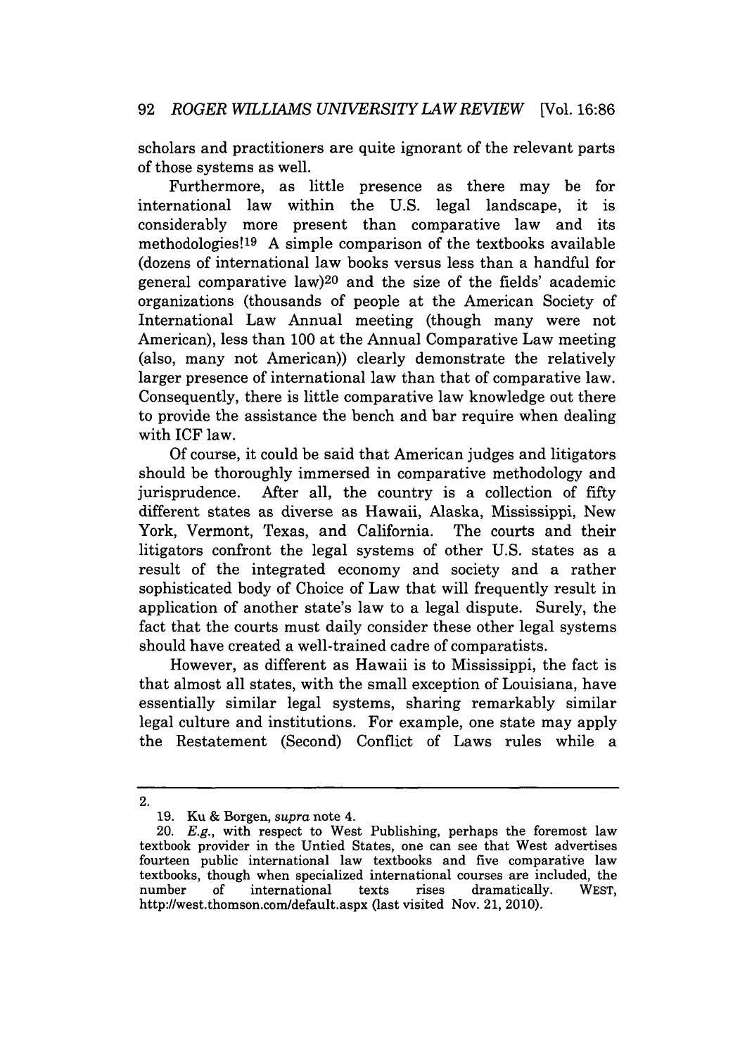scholars and practitioners are quite ignorant of the relevant parts of those systems as well.

Furthermore, as little presence as there may be for international law within the U.S. legal landscape, it is considerably more present than comparative law and its methodologies![19] A simple comparison of the textbooks available (dozens of international law books versus less than a handful for general comparative law)[20] and the size of the fields' academic organizations (thousands of people at the American Society of International Law Annual meeting (though many were not American), less than 100 at the Annual Comparative Law meeting (also, many not American)) clearly demonstrate the relatively larger presence of international law than that of comparative law. Consequently, there is little comparative law knowledge out there to provide the assistance the bench and bar require when dealing with ICF law.

Of course, it could be said that American judges and litigators should be thoroughly immersed in comparative methodology and jurisprudence. After all, the country is a collection of fifty different states as diverse as Hawaii, Alaska, Mississippi, New York, Vermont, Texas, and California. The courts and their litigators confront the legal systems of other U.S. states as a result of the integrated economy and society and a rather sophisticated body of Choice of Law that will frequently result in application of another state's law to a legal dispute. Surely, the fact that the courts must daily consider these other legal systems should have created a well-trained cadre of comparatists.

However, as different as Hawaii is to Mississippi, the fact is that almost all states, with the small exception of Louisiana, have essentially similar legal systems, sharing remarkably similar legal culture and institutions. For example, one state may apply the Restatement (Second) Conflict of Laws rules while a

---

2.

19. Ku & Borgen, *supra* note 4.

20. *E.g.*, with respect to West Publishing, perhaps the foremost law textbook provider in the Untied States, one can see that West advertises fourteen public international law textbooks and five comparative law textbooks, though when specialized international courses are included, the number of international texts rises dramatically. WEST, http://west.thomson.com/default.aspx (last visited Nov. 21, 2010).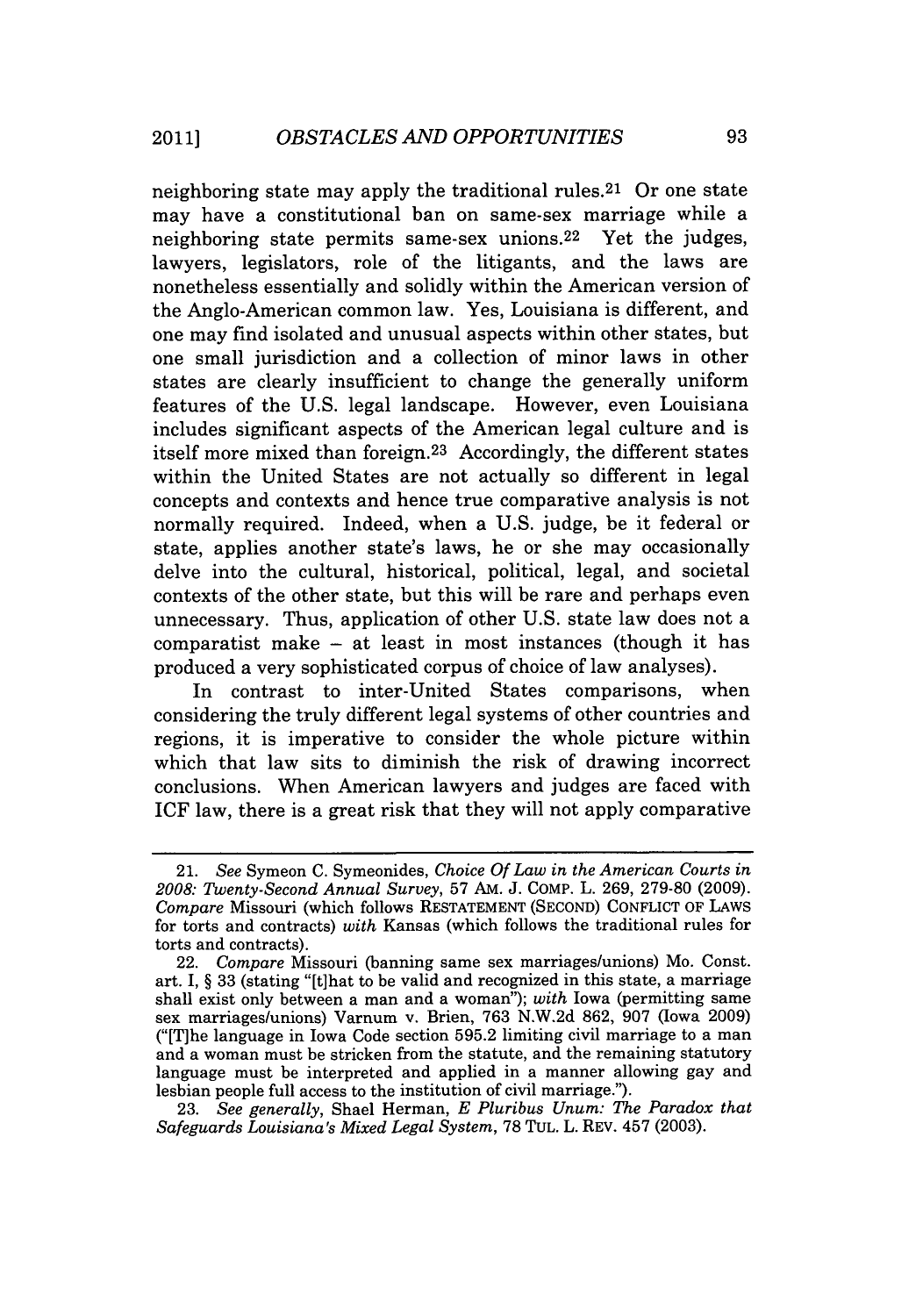neighboring state may apply the traditional rules.[21] Or one state may have a constitutional ban on same-sex marriage while a neighboring state permits same-sex unions.[22] Yet the judges, lawyers, legislators, role of the litigants, and the laws are nonetheless essentially and solidly within the American version of the Anglo-American common law. Yes, Louisiana is different, and one may find isolated and unusual aspects within other states, but one small jurisdiction and a collection of minor laws in other states are clearly insufficient to change the generally uniform features of the U.S. legal landscape. However, even Louisiana includes significant aspects of the American legal culture and is itself more mixed than foreign.[23] Accordingly, the different states within the United States are not actually so different in legal concepts and contexts and hence true comparative analysis is not normally required. Indeed, when a U.S. judge, be it federal or state, applies another state's laws, he or she may occasionally delve into the cultural, historical, political, legal, and societal contexts of the other state, but this will be rare and perhaps even unnecessary. Thus, application of other U.S. state law does not a comparatist make – at least in most instances (though it has produced a very sophisticated corpus of choice of law analyses).

In contrast to inter-United States comparisons, when considering the truly different legal systems of other countries and regions, it is imperative to consider the whole picture within which that law sits to diminish the risk of drawing incorrect conclusions. When American lawyers and judges are faced with ICF law, there is a great risk that they will not apply comparative

---

21. *See* Symeon C. Symeonides, *Choice Of Law in the American Courts in 2008: Twenty-Second Annual Survey*, 57 AM. J. COMP. L. 269, 279-80 (2009). *Compare* Missouri (which follows RESTATEMENT (SECOND) CONFLICT OF LAWS for torts and contracts) *with* Kansas (which follows the traditional rules for torts and contracts).

22. *Compare* Missouri (banning same sex marriages/unions) Mo. Const. art. I, § 33 (stating "[t]hat to be valid and recognized in this state, a marriage shall exist only between a man and a woman"); *with* Iowa (permitting same sex marriages/unions) Varnum v. Brien, 763 N.W.2d 862, 907 (Iowa 2009) ("[T]he language in Iowa Code section 595.2 limiting civil marriage to a man and a woman must be stricken from the statute, and the remaining statutory language must be interpreted and applied in a manner allowing gay and lesbian people full access to the institution of civil marriage.").

23. *See generally*, Shael Herman, *E Pluribus Unum: The Paradox that Safeguards Louisiana's Mixed Legal System*, 78 TUL. L. REV. 457 (2003).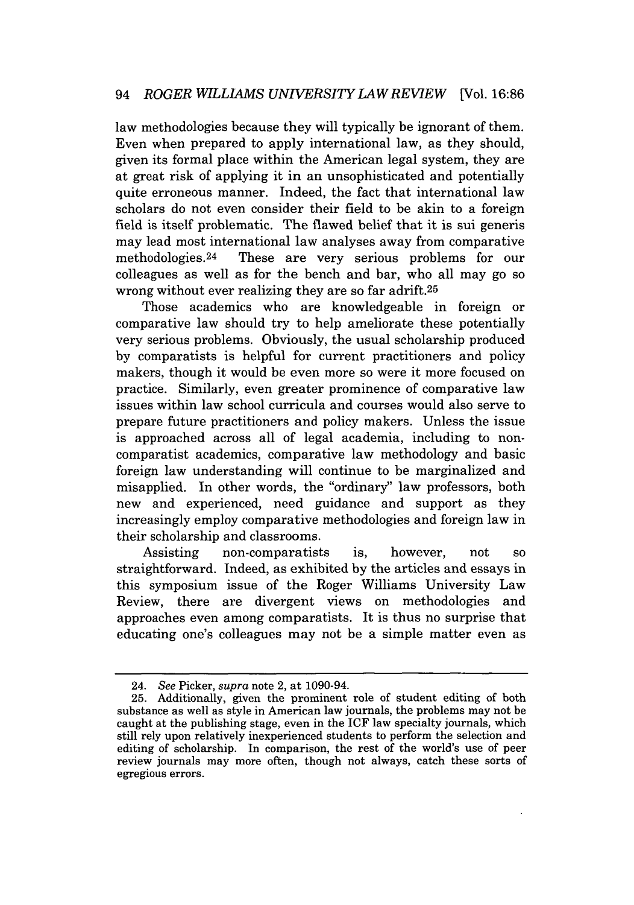law methodologies because they will typically be ignorant of them. Even when prepared to apply international law, as they should, given its formal place within the American legal system, they are at great risk of applying it in an unsophisticated and potentially quite erroneous manner. Indeed, the fact that international law scholars do not even consider their field to be akin to a foreign field is itself problematic. The flawed belief that it is sui generis may lead most international law analyses away from comparative methodologies.[24] These are very serious problems for our colleagues as well as for the bench and bar, who all may go so wrong without ever realizing they are so far adrift.[25]

Those academics who are knowledgeable in foreign or comparative law should try to help ameliorate these potentially very serious problems. Obviously, the usual scholarship produced by comparatists is helpful for current practitioners and policy makers, though it would be even more so were it more focused on practice. Similarly, even greater prominence of comparative law issues within law school curricula and courses would also serve to prepare future practitioners and policy makers. Unless the issue is approached across all of legal academia, including to non-comparatist academics, comparative law methodology and basic foreign law understanding will continue to be marginalized and misapplied. In other words, the "ordinary" law professors, both new and experienced, need guidance and support as they increasingly employ comparative methodologies and foreign law in their scholarship and classrooms.

Assisting non-comparatists is, however, not so straightforward. Indeed, as exhibited by the articles and essays in this symposium issue of the Roger Williams University Law Review, there are divergent views on methodologies and approaches even among comparatists. It is thus no surprise that educating one's colleagues may not be a simple matter even as

---

24. *See* Picker, *supra* note 2, at 1090-94.

25. Additionally, given the prominent role of student editing of both substance as well as style in American law journals, the problems may not be caught at the publishing stage, even in the ICF law specialty journals, which still rely upon relatively inexperienced students to perform the selection and editing of scholarship. In comparison, the rest of the world's use of peer review journals may more often, though not always, catch these sorts of egregious errors.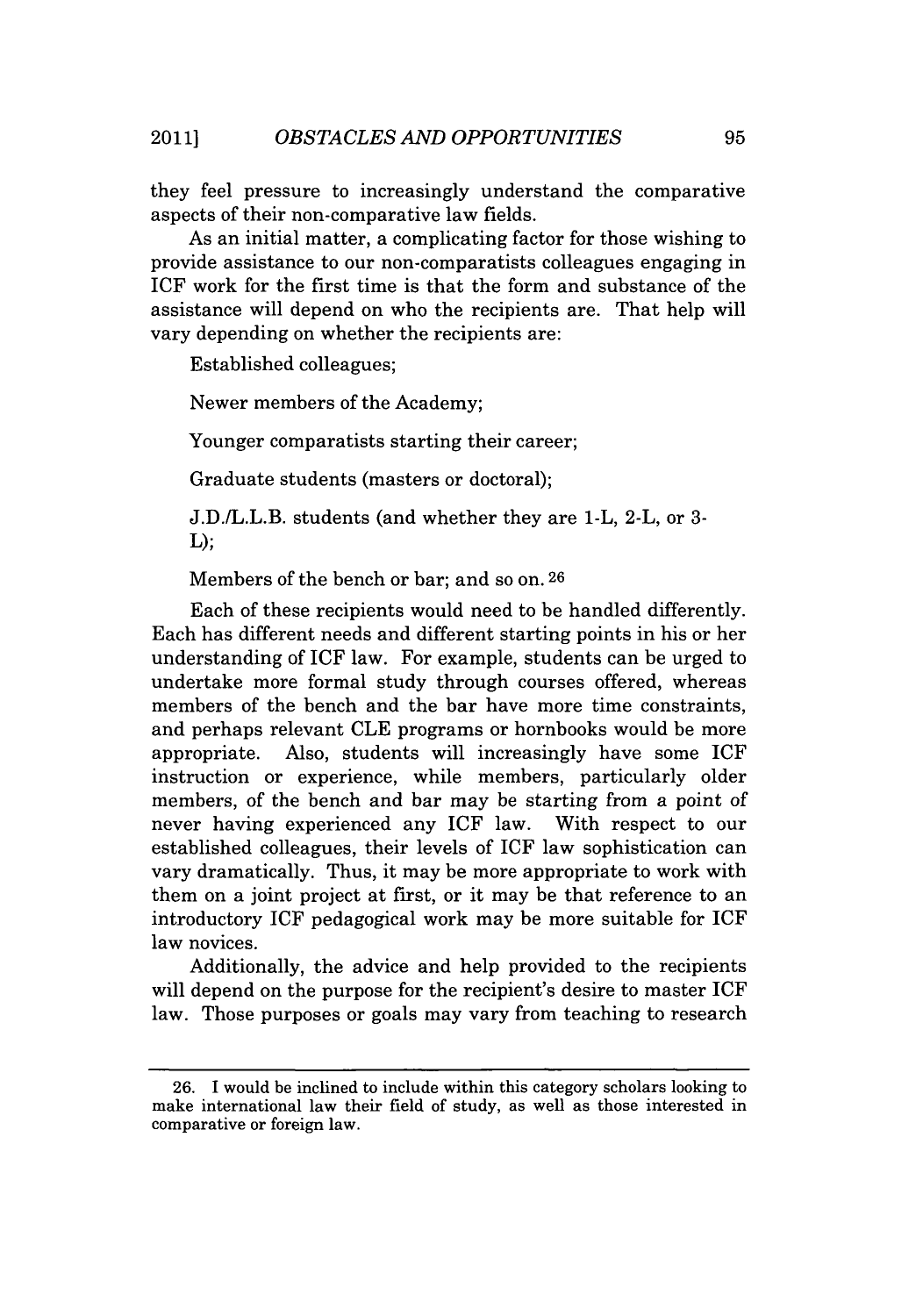they feel pressure to increasingly understand the comparative aspects of their non-comparative law fields.

As an initial matter, a complicating factor for those wishing to provide assistance to our non-comparatists colleagues engaging in ICF work for the first time is that the form and substance of the assistance will depend on who the recipients are. That help will vary depending on whether the recipients are:

Established colleagues;

Newer members of the Academy;

Younger comparatists starting their career;

Graduate students (masters or doctoral);

J.D./L.L.B. students (and whether they are 1-L, 2-L, or 3-L);

Members of the bench or bar; and so on.[26]

Each of these recipients would need to be handled differently. Each has different needs and different starting points in his or her understanding of ICF law. For example, students can be urged to undertake more formal study through courses offered, whereas members of the bench and the bar have more time constraints, and perhaps relevant CLE programs or hornbooks would be more appropriate. Also, students will increasingly have some ICF instruction or experience, while members, particularly older members, of the bench and bar may be starting from a point of never having experienced any ICF law. With respect to our established colleagues, their levels of ICF law sophistication can vary dramatically. Thus, it may be more appropriate to work with them on a joint project at first, or it may be that reference to an introductory ICF pedagogical work may be more suitable for ICF law novices.

Additionally, the advice and help provided to the recipients will depend on the purpose for the recipient's desire to master ICF law. Those purposes or goals may vary from teaching to research

26. I would be inclined to include within this category scholars looking to make international law their field of study, as well as those interested in comparative or foreign law.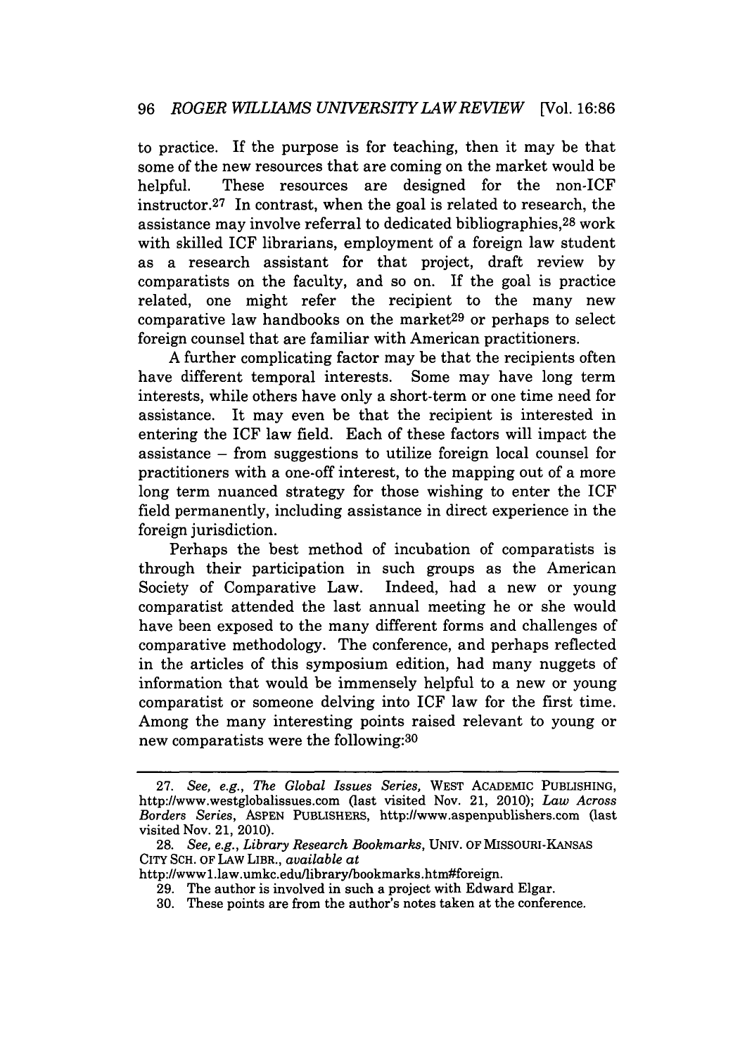to practice. If the purpose is for teaching, then it may be that some of the new resources that are coming on the market would be helpful. These resources are designed for the non-ICF instructor.[27] In contrast, when the goal is related to research, the assistance may involve referral to dedicated bibliographies,[28] work with skilled ICF librarians, employment of a foreign law student as a research assistant for that project, draft review by comparatists on the faculty, and so on. If the goal is practice related, one might refer the recipient to the many new comparative law handbooks on the market[29] or perhaps to select foreign counsel that are familiar with American practitioners.

A further complicating factor may be that the recipients often have different temporal interests. Some may have long term interests, while others have only a short-term or one time need for assistance. It may even be that the recipient is interested in entering the ICF law field. Each of these factors will impact the assistance – from suggestions to utilize foreign local counsel for practitioners with a one-off interest, to the mapping out of a more long term nuanced strategy for those wishing to enter the ICF field permanently, including assistance in direct experience in the foreign jurisdiction.

Perhaps the best method of incubation of comparatists is through their participation in such groups as the American Society of Comparative Law. Indeed, had a new or young comparatist attended the last annual meeting he or she would have been exposed to the many different forms and challenges of comparative methodology. The conference, and perhaps reflected in the articles of this symposium edition, had many nuggets of information that would be immensely helpful to a new or young comparatist or someone delving into ICF law for the first time. Among the many interesting points raised relevant to young or new comparatists were the following:[30]

---

27. *See, e.g., The Global Issues Series*, WEST ACADEMIC PUBLISHING, http://www.westglobalissues.com (last visited Nov. 21, 2010); *Law Across Borders Series*, ASPEN PUBLISHERS, http://www.aspenpublishers.com (last visited Nov. 21, 2010).

28. *See, e.g., Library Research Bookmarks*, UNIV. OF MISSOURI-KANSAS CITY SCH. OF LAW LIBR., *available at* http://www1.law.umkc.edu/library/bookmarks.htm#foreign.

29. The author is involved in such a project with Edward Elgar.

30. These points are from the author's notes taken at the conference.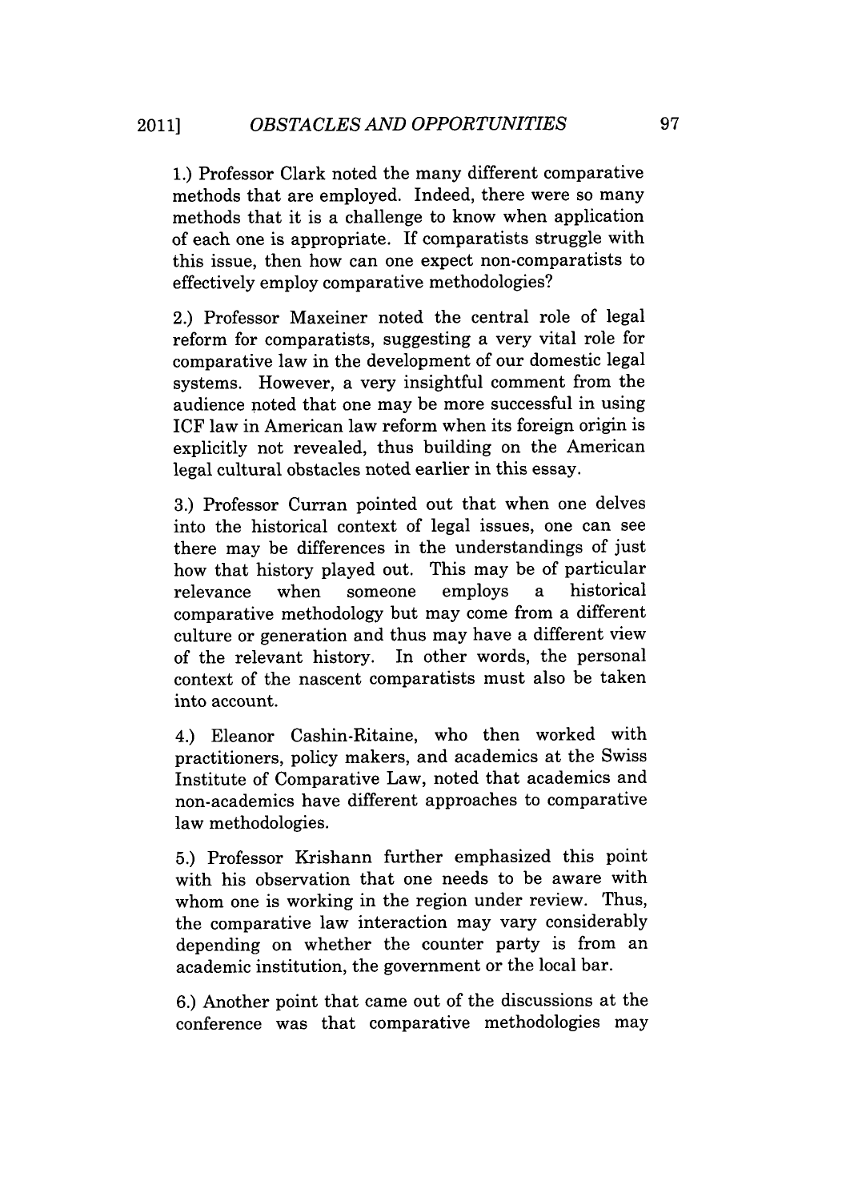1.) Professor Clark noted the many different comparative methods that are employed. Indeed, there were so many methods that it is a challenge to know when application of each one is appropriate. If comparatists struggle with this issue, then how can one expect non-comparatists to effectively employ comparative methodologies?

2.) Professor Maxeiner noted the central role of legal reform for comparatists, suggesting a very vital role for comparative law in the development of our domestic legal systems. However, a very insightful comment from the audience noted that one may be more successful in using ICF law in American law reform when its foreign origin is explicitly not revealed, thus building on the American legal cultural obstacles noted earlier in this essay.

3.) Professor Curran pointed out that when one delves into the historical context of legal issues, one can see there may be differences in the understandings of just how that history played out. This may be of particular relevance when someone employs a historical comparative methodology but may come from a different culture or generation and thus may have a different view of the relevant history. In other words, the personal context of the nascent comparatists must also be taken into account.

4.) Eleanor Cashin-Ritaine, who then worked with practitioners, policy makers, and academics at the Swiss Institute of Comparative Law, noted that academics and non-academics have different approaches to comparative law methodologies.

5.) Professor Krishann further emphasized this point with his observation that one needs to be aware with whom one is working in the region under review. Thus, the comparative law interaction may vary considerably depending on whether the counter party is from an academic institution, the government or the local bar.

6.) Another point that came out of the discussions at the conference was that comparative methodologies may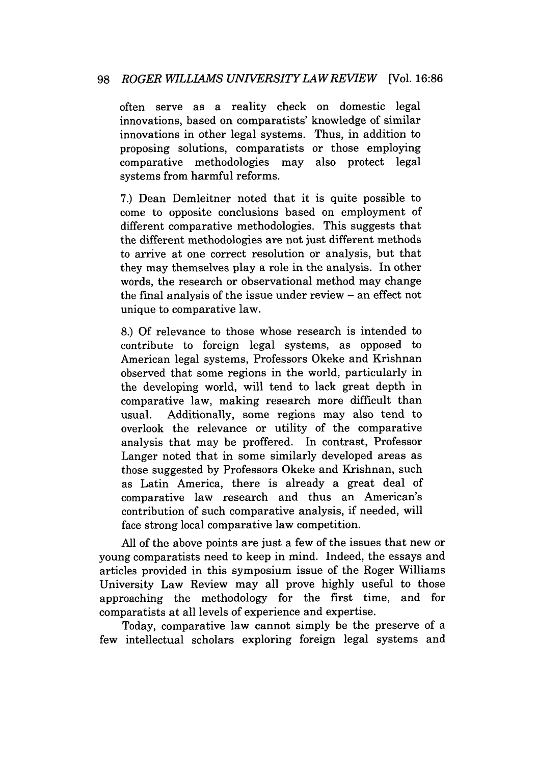often serve as a reality check on domestic legal innovations, based on comparatists' knowledge of similar innovations in other legal systems. Thus, in addition to proposing solutions, comparatists or those employing comparative methodologies may also protect legal systems from harmful reforms.

7.) Dean Demleitner noted that it is quite possible to come to opposite conclusions based on employment of different comparative methodologies. This suggests that the different methodologies are not just different methods to arrive at one correct resolution or analysis, but that they may themselves play a role in the analysis. In other words, the research or observational method may change the final analysis of the issue under review – an effect not unique to comparative law.

8.) Of relevance to those whose research is intended to contribute to foreign legal systems, as opposed to American legal systems, Professors Okeke and Krishnan observed that some regions in the world, particularly in the developing world, will tend to lack great depth in comparative law, making research more difficult than usual. Additionally, some regions may also tend to overlook the relevance or utility of the comparative analysis that may be proffered. In contrast, Professor Langer noted that in some similarly developed areas as those suggested by Professors Okeke and Krishnan, such as Latin America, there is already a great deal of comparative law research and thus an American's contribution of such comparative analysis, if needed, will face strong local comparative law competition.

All of the above points are just a few of the issues that new or young comparatists need to keep in mind. Indeed, the essays and articles provided in this symposium issue of the Roger Williams University Law Review may all prove highly useful to those approaching the methodology for the first time, and for comparatists at all levels of experience and expertise.

Today, comparative law cannot simply be the preserve of a few intellectual scholars exploring foreign legal systems and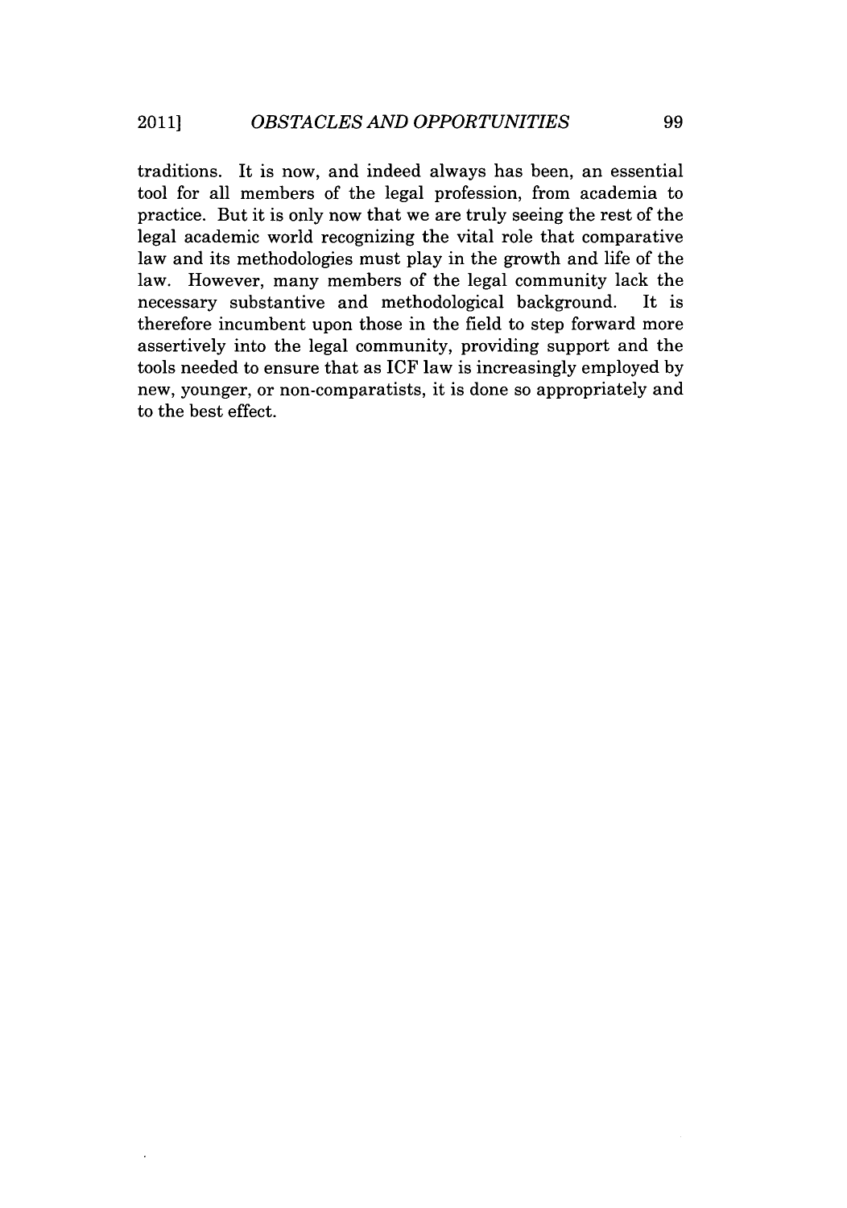traditions. It is now, and indeed always has been, an essential tool for all members of the legal profession, from academia to practice. But it is only now that we are truly seeing the rest of the legal academic world recognizing the vital role that comparative law and its methodologies must play in the growth and life of the law. However, many members of the legal community lack the necessary substantive and methodological background. It is therefore incumbent upon those in the field to step forward more assertively into the legal community, providing support and the tools needed to ensure that as ICF law is increasingly employed by new, younger, or non-comparatists, it is done so appropriately and to the best effect.